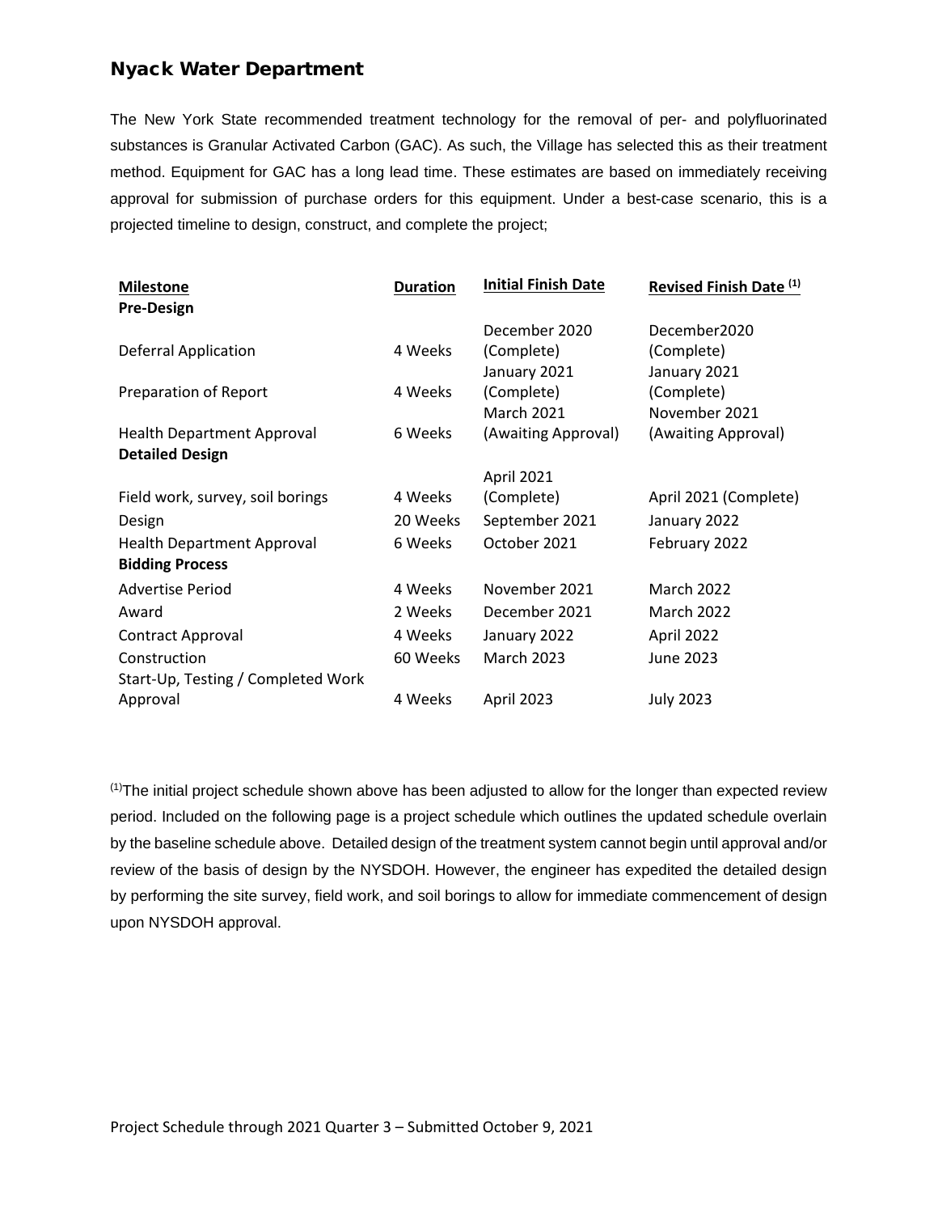## Nyack Water Department

The New York State recommended treatment technology for the removal of per- and polyfluorinated substances is Granular Activated Carbon (GAC). As such, the Village has selected this as their treatment method. Equipment for GAC has a long lead time. These estimates are based on immediately receiving approval for submission of purchase orders for this equipment. Under a best-case scenario, this is a projected timeline to design, construct, and complete the project;

| Milestone | Duration | Initial Finish Date | Revised Finish Date [(1)] |
|---|---|---|---|
| **Pre-Design** | | | |
| Deferral Application | 4 Weeks | December 2020 (Complete) | December2020 (Complete) |
| Preparation of Report | 4 Weeks | January 2021 (Complete) | January 2021 (Complete) |
| Health Department Approval | 6 Weeks | March 2021 (Awaiting Approval) | November 2021 (Awaiting Approval) |
| **Detailed Design** | | | |
| Field work, survey, soil borings | 4 Weeks | April 2021 (Complete) | April 2021 (Complete) |
| Design | 20 Weeks | September 2021 | January 2022 |
| Health Department Approval | 6 Weeks | October 2021 | February 2022 |
| **Bidding Process** | | | |
| Advertise Period | 4 Weeks | November 2021 | March 2022 |
| Award | 2 Weeks | December 2021 | March 2022 |
| Contract Approval | 4 Weeks | January 2022 | April 2022 |
| Construction | 60 Weeks | March 2023 | June 2023 |
| Start-Up, Testing / Completed Work Approval | 4 Weeks | April 2023 | July 2023 |

[(1)]The initial project schedule shown above has been adjusted to allow for the longer than expected review period. Included on the following page is a project schedule which outlines the updated schedule overlain by the baseline schedule above. Detailed design of the treatment system cannot begin until approval and/or review of the basis of design by the NYSDOH. However, the engineer has expedited the detailed design by performing the site survey, field work, and soil borings to allow for immediate commencement of design upon NYSDOH approval.

Project Schedule through 2021 Quarter 3 – Submitted October 9, 2021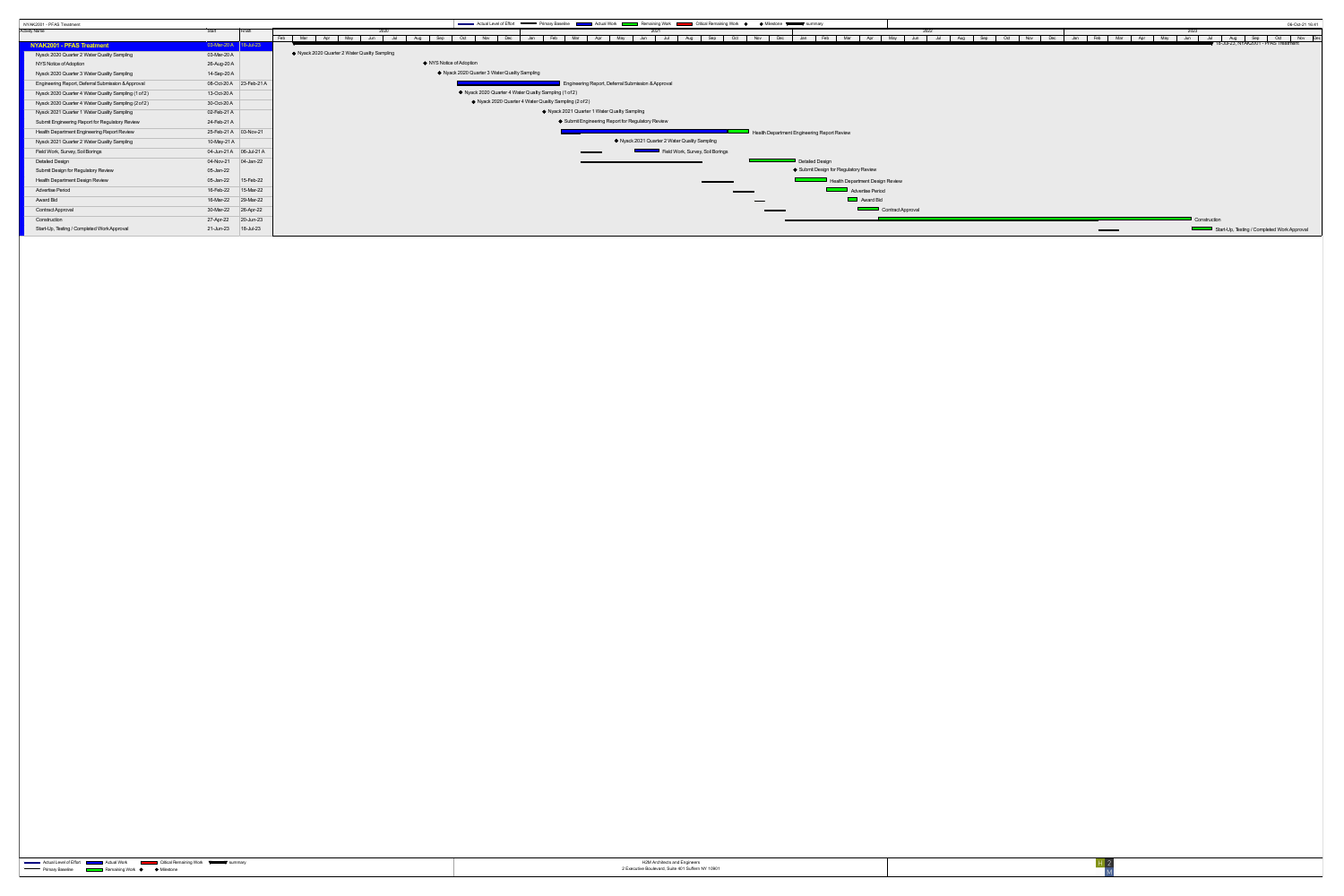NYAK2001 - PFAS Treatment

09-Oct-21 15:41

Actual Level of Effort | Primary Baseline | Actual Work | Remaining Work | Critical Remaining Work | Milestone | summary

| Activity Name | Start | Finish |
| --- | --- | --- |
| **NYAK2001 - PFAS Treatment** | 03-Mar-20 A | 18-Jul-23 |
| Nyack 2020 Quarter 2 Water Quality Sampling | 03-Mar-20 A | |
| NYS Notice of Adoption | 26-Aug-20 A | |
| Nyack 2020 Quarter 3 Water Quality Sampling | 14-Sep-20 A | |
| Engineering Report, Deferral Submission & Approval | 08-Oct-20 A | 23-Feb-21 A |
| Nyack 2020 Quarter 4 Water Quality Sampling (1 of 2) | 13-Oct-20 A | |
| Nyack 2020 Quarter 4 Water Quality Sampling (2 of 2) | 30-Oct-20 A | |
| Nyack 2021 Quarter 1 Water Quality Sampling | 02-Feb-21 A | |
| Submit Engineering Report for Regulatory Review | 24-Feb-21 A | |
| Health Department Engineering Report Review | 25-Feb-21 A | 03-Nov-21 |
| Nyack 2021 Quarter 2 Water Quality Sampling | 10-May-21 A | |
| Field Work, Survey, Soil Borings | 04-Jun-21 A | 06-Jul-21 A |
| Detailed Design | 04-Nov-21 | 04-Jan-22 |
| Submit Design for Regulatory Review | 05-Jan-22 | |
| Health Department Design Review | 05-Jan-22 | 15-Feb-22 |
| Advertise Period | 16-Feb-22 | 15-Mar-22 |
| Award Bid | 16-Mar-22 | 29-Mar-22 |
| Contract Approval | 30-Mar-22 | 26-Apr-22 |
| Construction | 27-Apr-22 | 20-Jun-23 |
| Start-Up, Testing / Completed Work Approval | 21-Jun-23 | 18-Jul-23 |

2020 | 2021 | 2022 | 2023

18-Jul-23, NYAK2001 - PFAS Treatment

H2M Architects and Engineers
2 Executive Boulevard, Suite 401 Suffern NY 10901